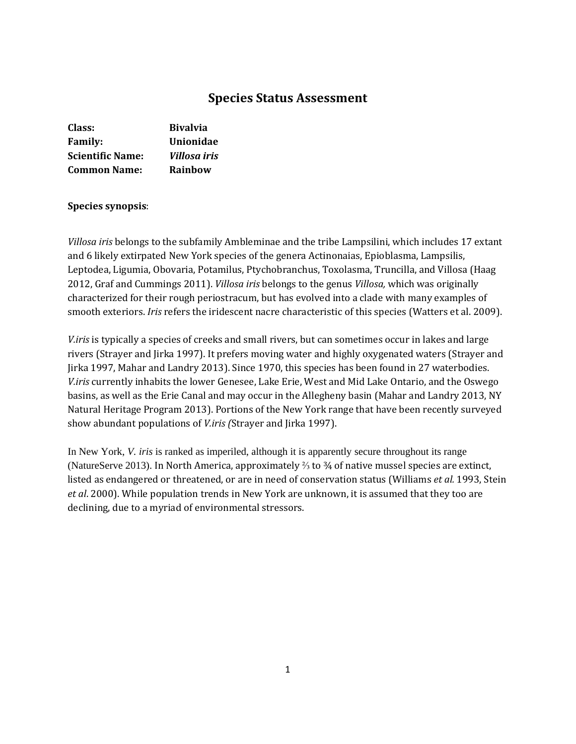# Species Status Assessment

**Class:** **Bivalvia**
**Family:** **Unionidae**
**Scientific Name:** ***Villosa iris***
**Common Name:** **Rainbow**

**Species synopsis**:

*Villosa iris* belongs to the subfamily Ambleminae and the tribe Lampsilini, which includes 17 extant and 6 likely extirpated New York species of the genera Actinonaias, Epioblasma, Lampsilis, Leptodea, Ligumia, Obovaria, Potamilus, Ptychobranchus, Toxolasma, Truncilla, and Villosa (Haag 2012, Graf and Cummings 2011). *Villosa iris* belongs to the genus *Villosa,* which was originally characterized for their rough periostracum, but has evolved into a clade with many examples of smooth exteriors. *Iris* refers the iridescent nacre characteristic of this species (Watters et al. 2009).

*V.iris* is typically a species of creeks and small rivers, but can sometimes occur in lakes and large rivers (Strayer and Jirka 1997). It prefers moving water and highly oxygenated waters (Strayer and Jirka 1997, Mahar and Landry 2013). Since 1970, this species has been found in 27 waterbodies. *V.iris* currently inhabits the lower Genesee, Lake Erie, West and Mid Lake Ontario, and the Oswego basins, as well as the Erie Canal and may occur in the Allegheny basin (Mahar and Landry 2013, NY Natural Heritage Program 2013). Portions of the New York range that have been recently surveyed show abundant populations of *V.iris (*Strayer and Jirka 1997).

In New York, *V. iris* is ranked as imperiled, although it is apparently secure throughout its range (NatureServe 2013). In North America, approximately ⅔ to ¾ of native mussel species are extinct, listed as endangered or threatened, or are in need of conservation status (Williams *et al.* 1993, Stein *et al*. 2000). While population trends in New York are unknown, it is assumed that they too are declining, due to a myriad of environmental stressors.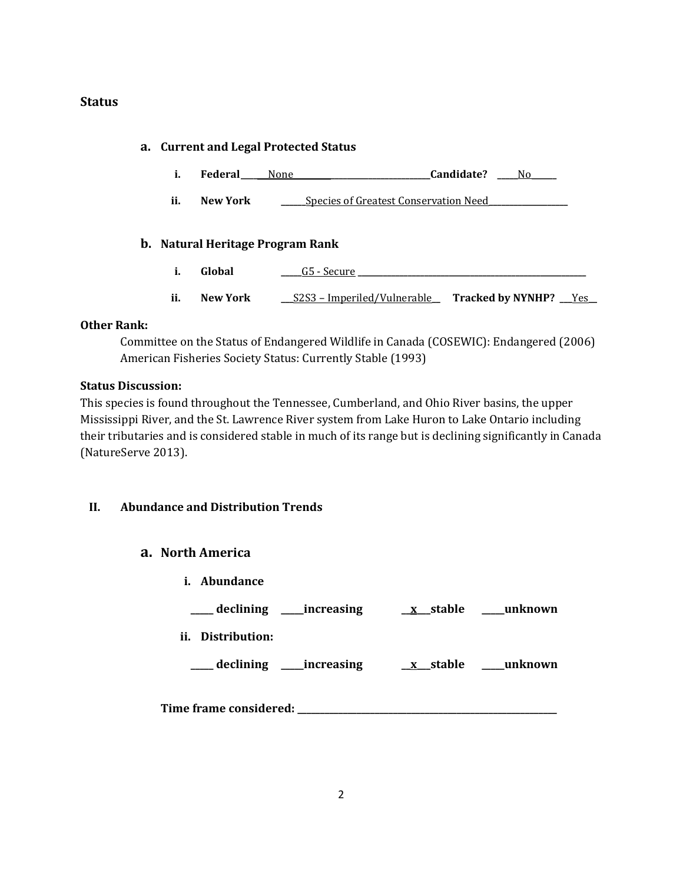## Status

### a. Current and Legal Protected Status

i. **Federal** ____None____________________________ **Candidate?** ____No______

ii. **New York** ______Species of Greatest Conservation Need__________________

### b. Natural Heritage Program Rank

i. **Global** _____G5 - Secure _______________________________________________

ii. **New York** ___S2S3 – Imperiled/Vulnerable__ **Tracked by NYNHP?** ___Yes__

**Other Rank:**

Committee on the Status of Endangered Wildlife in Canada (COSEWIC): Endangered (2006)
American Fisheries Society Status: Currently Stable (1993)

**Status Discussion:**

This species is found throughout the Tennessee, Cumberland, and Ohio River basins, the upper Mississippi River, and the St. Lawrence River system from Lake Huron to Lake Ontario including their tributaries and is considered stable in much of its range but is declining significantly in Canada (NatureServe 2013).

## II. Abundance and Distribution Trends

### a. North America

i. **Abundance**

**_____ declining _____increasing __x___stable _____unknown**

ii. **Distribution:**

**_____ declining _____increasing __x___stable _____unknown**

**Time frame considered:** ___________________________________________________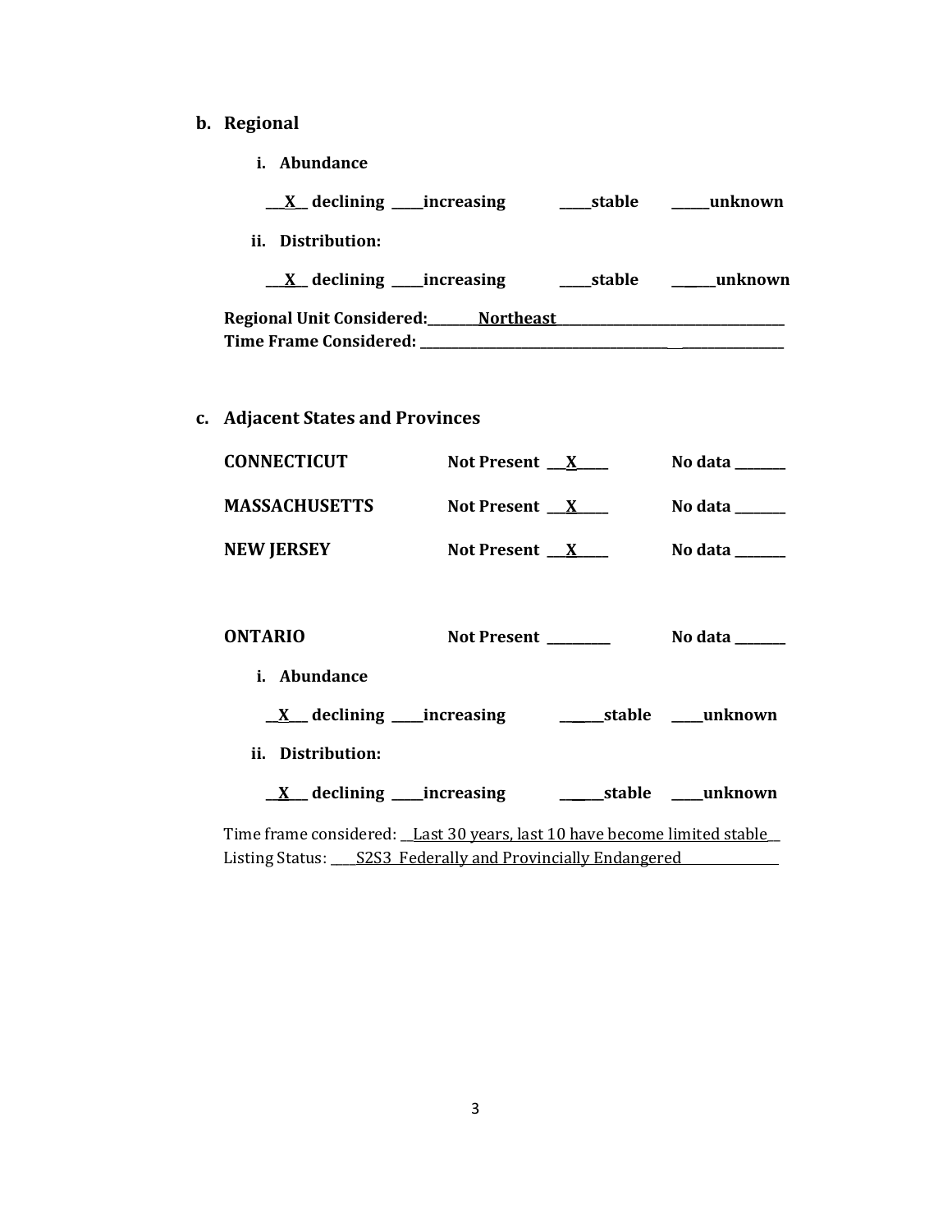**b. Regional**

**i. Abundance**

**\_\_X\_\_ declining \_\_\_\_\_increasing \_\_\_\_\_stable \_\_\_\_\_\_unknown**

**ii. Distribution:**

**\_\_X\_\_ declining \_\_\_\_\_increasing \_\_\_\_\_stable \_\_\_\_\_\_unknown**

**Regional Unit Considered:\_\_\_\_\_\_\_\_Northeast\_\_\_\_\_\_\_\_\_\_\_\_\_\_\_\_\_\_\_\_\_\_\_\_\_\_\_\_\_\_\_\_**
**Time Frame Considered: \_\_\_\_\_\_\_\_\_\_\_\_\_\_\_\_\_\_\_\_\_\_\_\_\_\_\_\_\_\_\_\_\_\_\_\_\_\_\_\_\_\_\_\_\_\_**

**c. Adjacent States and Provinces**

**CONNECTICUT** **Not Present \_\_\_X\_\_\_\_\_** **No data \_\_\_\_\_\_\_\_**

**MASSACHUSETTS** **Not Present \_\_\_X\_\_\_\_\_** **No data \_\_\_\_\_\_\_\_**

**NEW JERSEY** **Not Present \_\_\_X\_\_\_\_\_** **No data \_\_\_\_\_\_\_\_**

**ONTARIO** **Not Present \_\_\_\_\_\_\_\_\_\_** **No data \_\_\_\_\_\_\_\_**

**i. Abundance**

**\_\_X\_\_\_ declining \_\_\_\_\_increasing \_\_\_\_\_\_\_stable \_\_\_\_\_unknown**

**ii. Distribution:**

**\_\_X\_\_\_ declining \_\_\_\_\_increasing \_\_\_\_\_\_\_stable \_\_\_\_\_unknown**

Time frame considered: \_\_Last 30 years, last 10 have become limited stable\_\_
Listing Status: \_\_\_\_S2S3 Federally and Provincially Endangered\_\_\_\_\_\_\_\_\_\_\_\_\_\_\_\_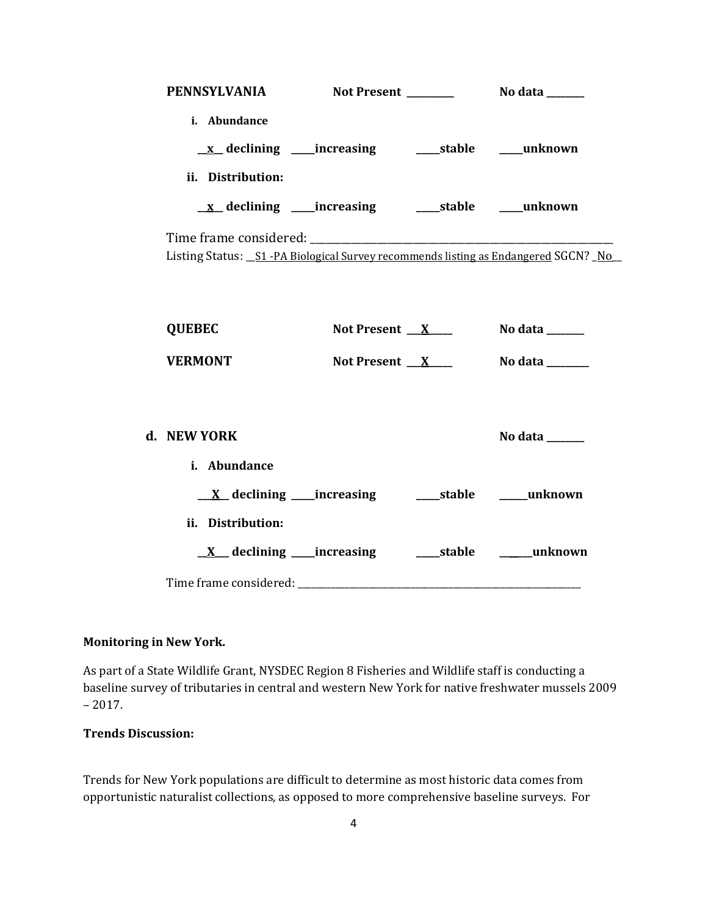**PENNSYLVANIA** **Not Present** _________ **No data** _______

**i. Abundance**

__x__ declining ____increasing ____stable ____unknown

**ii. Distribution:**

__x__ declining ____increasing ____stable ____unknown

Time frame considered: ___________________________________________________________

Listing Status: __S1 -PA Biological Survey recommends listing as Endangered SGCN? _No__

**QUEBEC** **Not Present** ___X_____ **No data** _______

**VERMONT** **Not Present** ___X_____ **No data** ________

**d. NEW YORK** **No data** _______

**i. Abundance**

___X__ declining ____increasing ____stable _____unknown

**ii. Distribution:**

__X___ declining ____increasing ____stable ______unknown

Time frame considered: ___________________________________________________________

**Monitoring in New York.**

As part of a State Wildlife Grant, NYSDEC Region 8 Fisheries and Wildlife staff is conducting a baseline survey of tributaries in central and western New York for native freshwater mussels 2009 – 2017.

**Trends Discussion:**

Trends for New York populations are difficult to determine as most historic data comes from opportunistic naturalist collections, as opposed to more comprehensive baseline surveys. For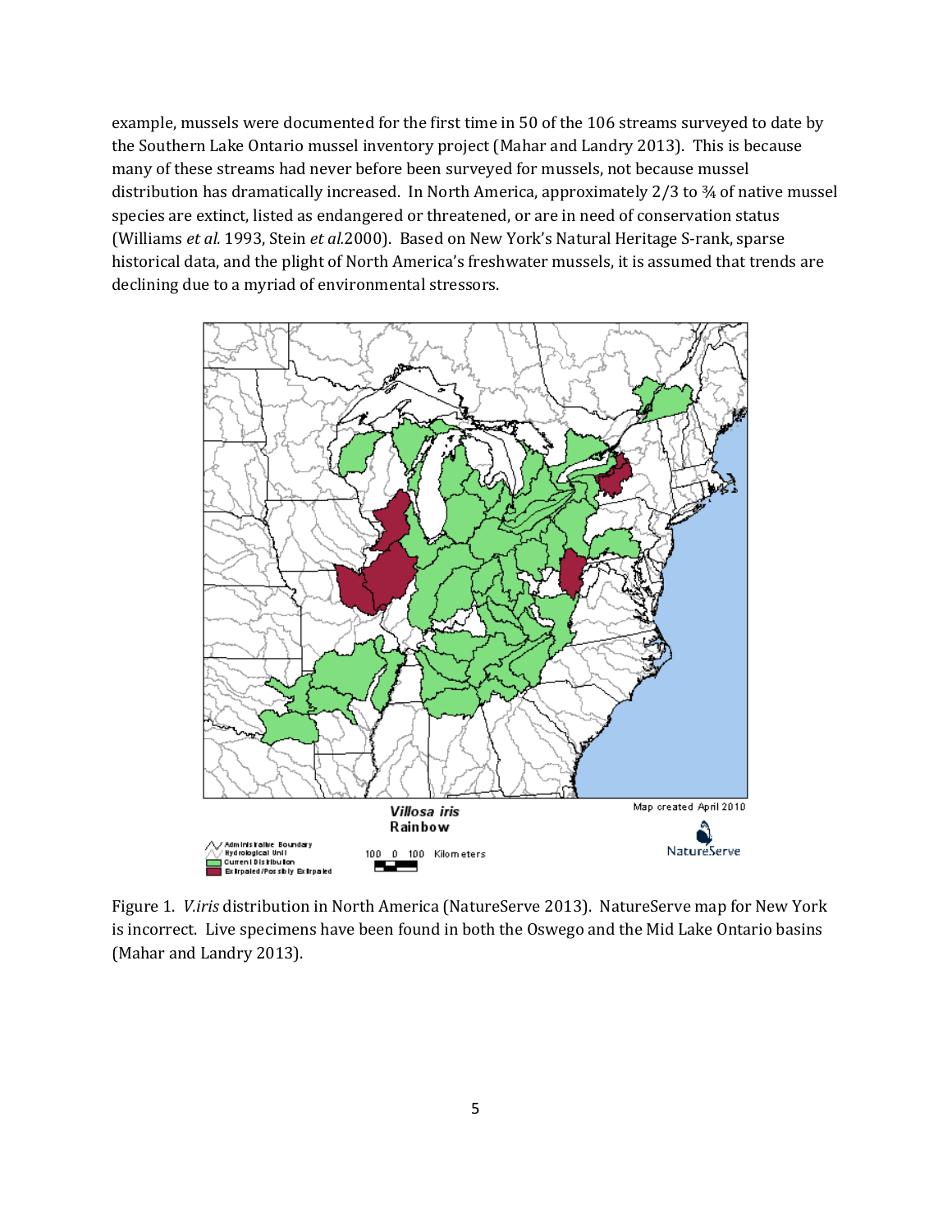example, mussels were documented for the first time in 50 of the 106 streams surveyed to date by the Southern Lake Ontario mussel inventory project (Mahar and Landry 2013). This is because many of these streams had never before been surveyed for mussels, not because mussel distribution has dramatically increased. In North America, approximately 2/3 to ¾ of native mussel species are extinct, listed as endangered or threatened, or are in need of conservation status (Williams *et al.* 1993, Stein *et al.*2000). Based on New York's Natural Heritage S-rank, sparse historical data, and the plight of North America's freshwater mussels, it is assumed that trends are declining due to a myriad of environmental stressors.

Figure 1. *V.iris* distribution in North America (NatureServe 2013). NatureServe map for New York is incorrect. Live specimens have been found in both the Oswego and the Mid Lake Ontario basins (Mahar and Landry 2013).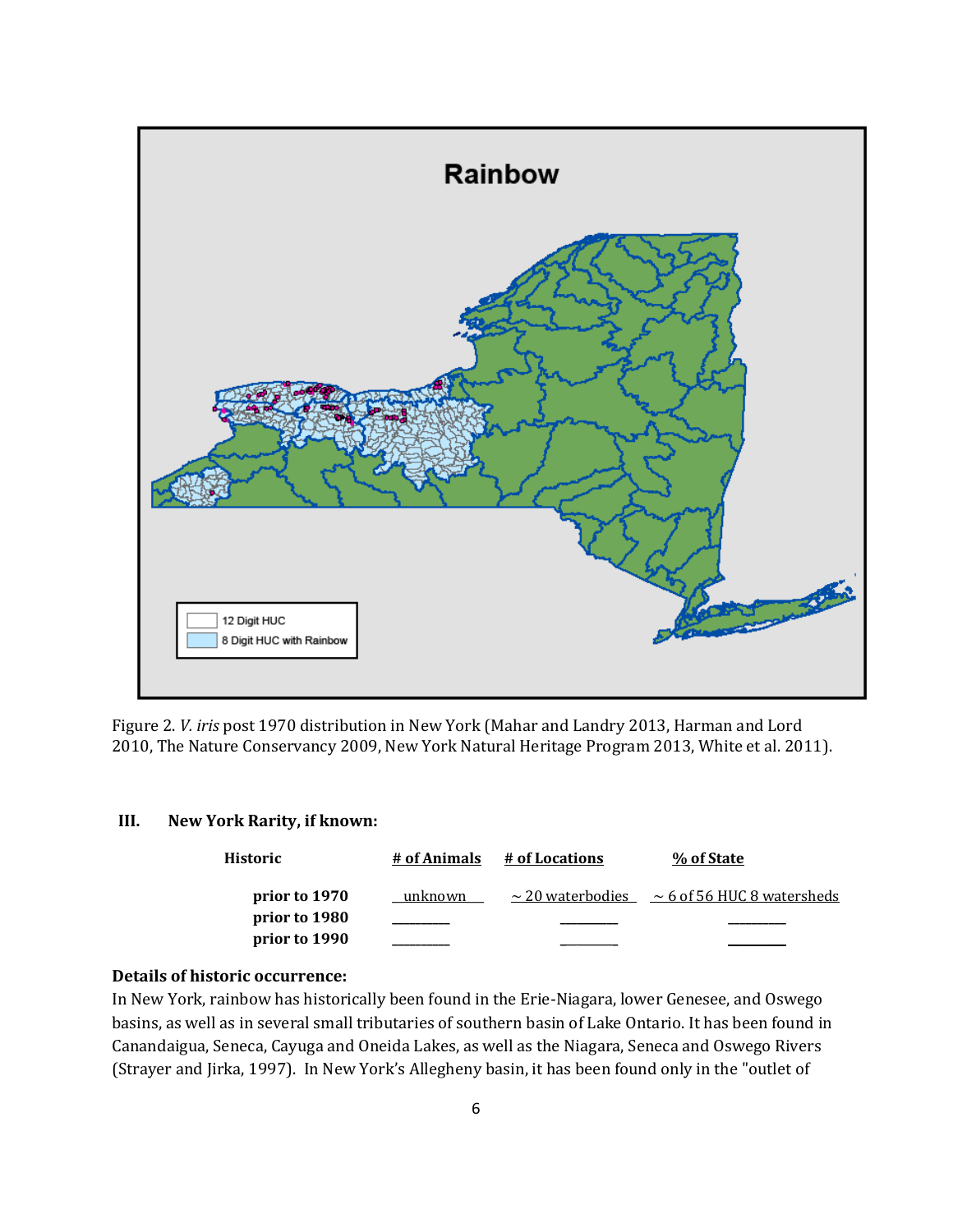Figure 2. *V. iris* post 1970 distribution in New York (Mahar and Landry 2013, Harman and Lord 2010, The Nature Conservancy 2009, New York Natural Heritage Program 2013, White et al. 2011).

## III. New York Rarity, if known:

| Historic | # of Animals | # of Locations | % of State |
|---|---|---|---|
| prior to 1970 | unknown | ~ 20 waterbodies | ~ 6 of 56 HUC 8 watersheds |
| prior to 1980 | | | |
| prior to 1990 | | | |

**Details of historic occurrence:**

In New York, rainbow has historically been found in the Erie-Niagara, lower Genesee, and Oswego basins, as well as in several small tributaries of southern basin of Lake Ontario. It has been found in Canandaigua, Seneca, Cayuga and Oneida Lakes, as well as the Niagara, Seneca and Oswego Rivers (Strayer and Jirka, 1997). In New York's Allegheny basin, it has been found only in the "outlet of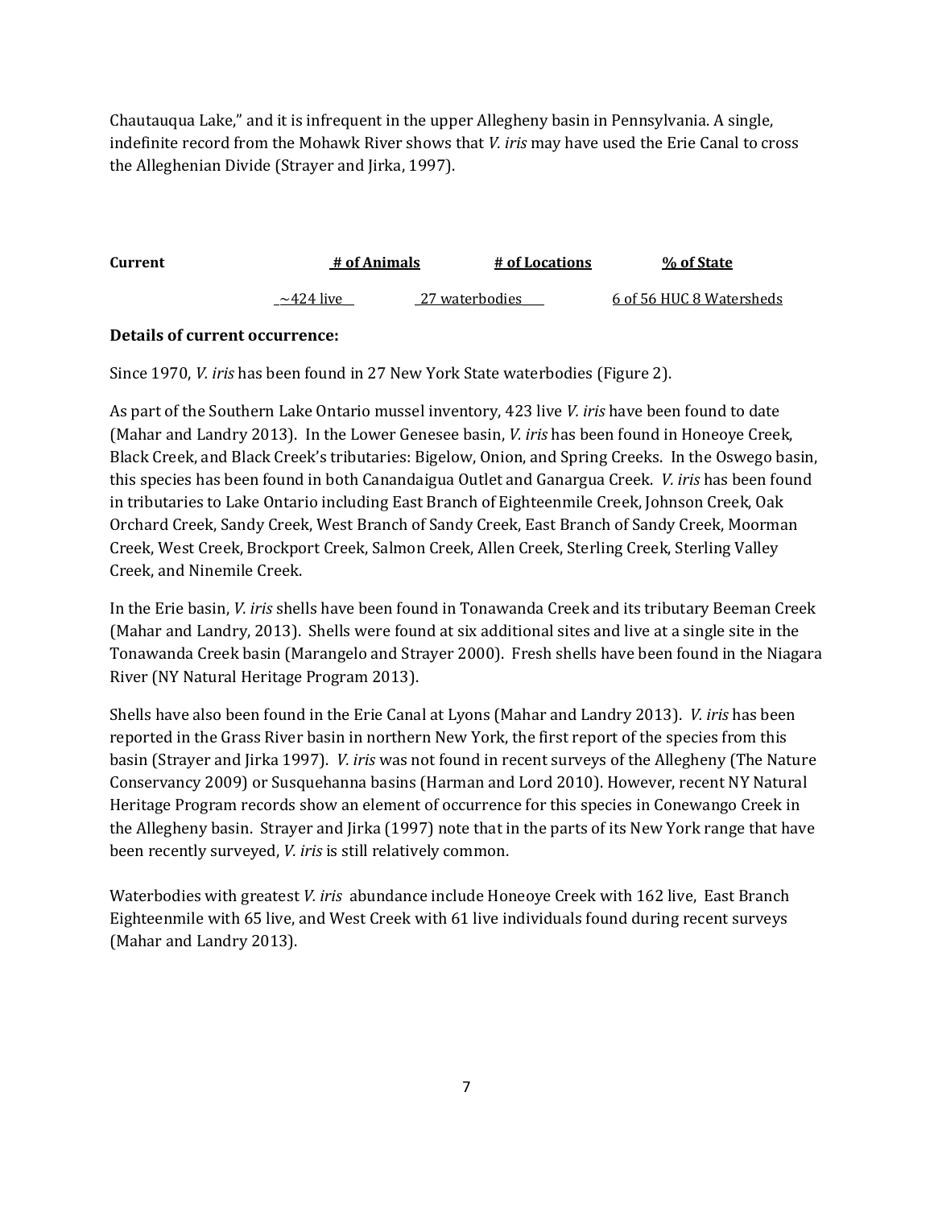Chautauqua Lake," and it is infrequent in the upper Allegheny basin in Pennsylvania. A single, indefinite record from the Mohawk River shows that *V. iris* may have used the Erie Canal to cross the Alleghenian Divide (Strayer and Jirka, 1997).

| Current | # of Animals | # of Locations | % of State |
|---|---|---|---|
| | ~424 live | 27 waterbodies | 6 of 56 HUC 8 Watersheds |

**Details of current occurrence:**

Since 1970, *V. iris* has been found in 27 New York State waterbodies (Figure 2).

As part of the Southern Lake Ontario mussel inventory, 423 live *V. iris* have been found to date (Mahar and Landry 2013). In the Lower Genesee basin, *V. iris* has been found in Honeoye Creek, Black Creek, and Black Creek's tributaries: Bigelow, Onion, and Spring Creeks. In the Oswego basin, this species has been found in both Canandaigua Outlet and Ganargua Creek. *V. iris* has been found in tributaries to Lake Ontario including East Branch of Eighteenmile Creek, Johnson Creek, Oak Orchard Creek, Sandy Creek, West Branch of Sandy Creek, East Branch of Sandy Creek, Moorman Creek, West Creek, Brockport Creek, Salmon Creek, Allen Creek, Sterling Creek, Sterling Valley Creek, and Ninemile Creek.

In the Erie basin, *V. iris* shells have been found in Tonawanda Creek and its tributary Beeman Creek (Mahar and Landry, 2013). Shells were found at six additional sites and live at a single site in the Tonawanda Creek basin (Marangelo and Strayer 2000). Fresh shells have been found in the Niagara River (NY Natural Heritage Program 2013).

Shells have also been found in the Erie Canal at Lyons (Mahar and Landry 2013). *V. iris* has been reported in the Grass River basin in northern New York, the first report of the species from this basin (Strayer and Jirka 1997). *V. iris* was not found in recent surveys of the Allegheny (The Nature Conservancy 2009) or Susquehanna basins (Harman and Lord 2010). However, recent NY Natural Heritage Program records show an element of occurrence for this species in Conewango Creek in the Allegheny basin. Strayer and Jirka (1997) note that in the parts of its New York range that have been recently surveyed, *V. iris* is still relatively common.

Waterbodies with greatest *V. iris* abundance include Honeoye Creek with 162 live, East Branch Eighteenmile with 65 live, and West Creek with 61 live individuals found during recent surveys (Mahar and Landry 2013).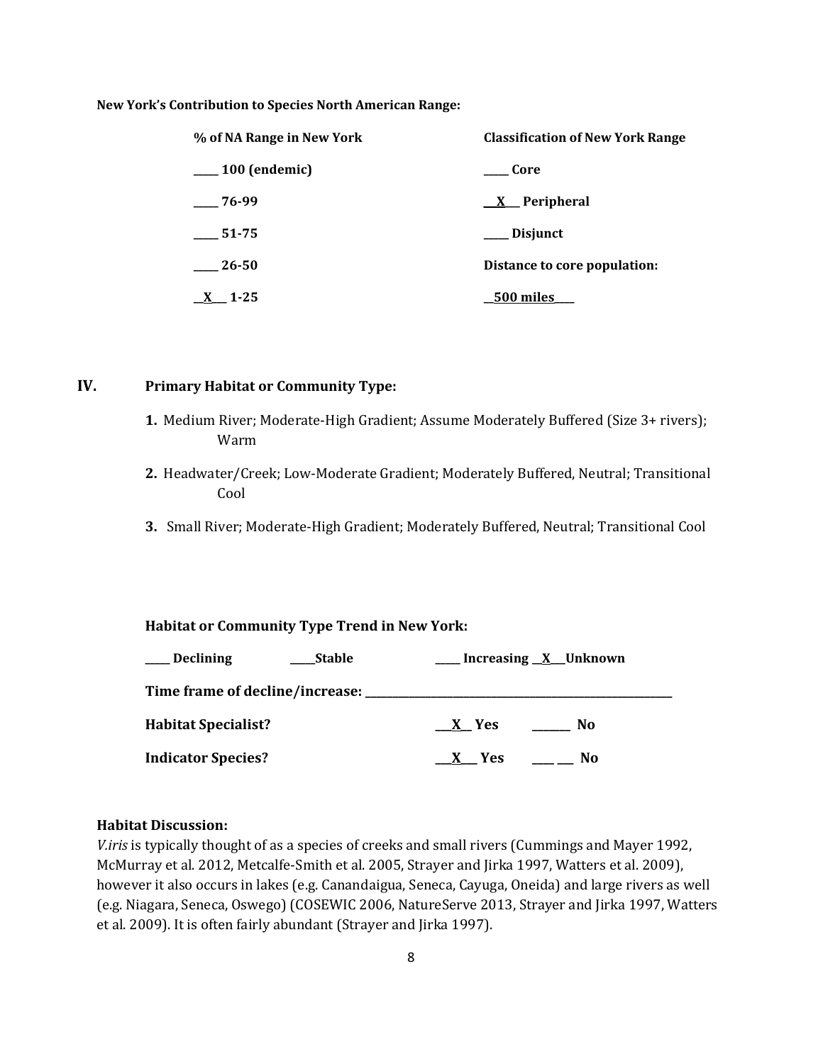**New York's Contribution to Species North American Range:**

| % of NA Range in New York | Classification of New York Range |
|---|---|
| ____ 100 (endemic) | ____ Core |
| ____ 76-99 | __X__ Peripheral |
| ____ 51-75 | ____ Disjunct |
| ____ 26-50 | Distance to core population: |
| __X__ 1-25 | __500 miles____ |

## IV. Primary Habitat or Community Type:

1. Medium River; Moderate-High Gradient; Assume Moderately Buffered (Size 3+ rivers); Warm
2. Headwater/Creek; Low-Moderate Gradient; Moderately Buffered, Neutral; Transitional Cool
3. Small River; Moderate-High Gradient; Moderately Buffered, Neutral; Transitional Cool

**Habitat or Community Type Trend in New York:**

____ Declining ____Stable ____ Increasing __X__Unknown

**Time frame of decline/increase:** ________________________________________

**Habitat Specialist?** __X__ Yes ______ No

**Indicator Species?** __X__ Yes ______ No

**Habitat Discussion:**

*V.iris* is typically thought of as a species of creeks and small rivers (Cummings and Mayer 1992, McMurray et al. 2012, Metcalfe-Smith et al. 2005, Strayer and Jirka 1997, Watters et al. 2009), however it also occurs in lakes (e.g. Canandaigua, Seneca, Cayuga, Oneida) and large rivers as well (e.g. Niagara, Seneca, Oswego) (COSEWIC 2006, NatureServe 2013, Strayer and Jirka 1997, Watters et al. 2009). It is often fairly abundant (Strayer and Jirka 1997).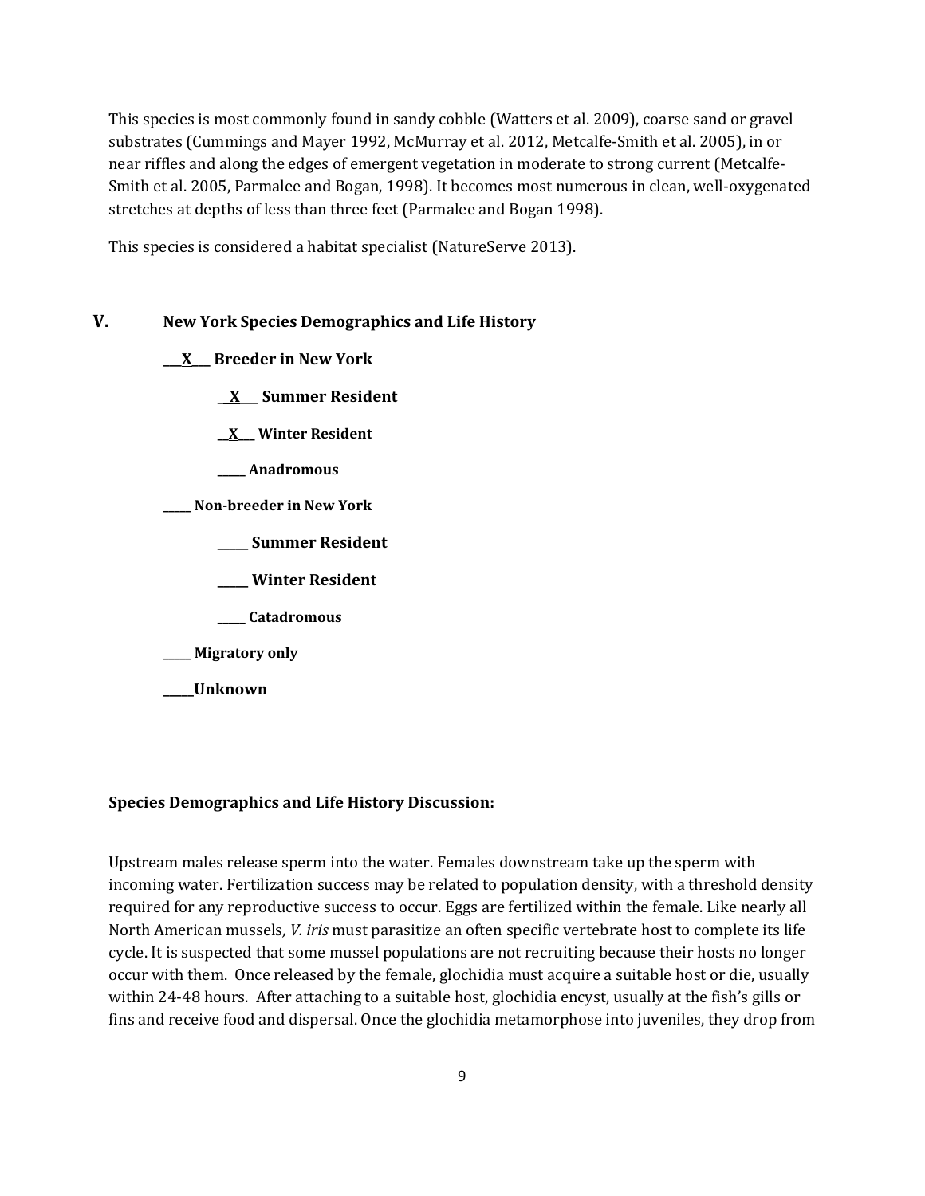This species is most commonly found in sandy cobble (Watters et al. 2009), coarse sand or gravel substrates (Cummings and Mayer 1992, McMurray et al. 2012, Metcalfe-Smith et al. 2005), in or near riffles and along the edges of emergent vegetation in moderate to strong current (Metcalfe-Smith et al. 2005, Parmalee and Bogan, 1998). It becomes most numerous in clean, well-oxygenated stretches at depths of less than three feet (Parmalee and Bogan 1998).

This species is considered a habitat specialist (NatureServe 2013).

## V. New York Species Demographics and Life History

**\_\_\_X\_\_\_ Breeder in New York**

- **\_\_X\_\_\_ Summer Resident**
- **\_\_X\_\_\_ Winter Resident**
- **\_\_\_\_\_ Anadromous**

**\_\_\_\_\_ Non-breeder in New York**

- **\_\_\_\_\_ Summer Resident**
- **\_\_\_\_\_ Winter Resident**
- **\_\_\_\_\_ Catadromous**

**\_\_\_\_\_ Migratory only**

**\_\_\_\_\_Unknown**

**Species Demographics and Life History Discussion:**

Upstream males release sperm into the water. Females downstream take up the sperm with incoming water. Fertilization success may be related to population density, with a threshold density required for any reproductive success to occur. Eggs are fertilized within the female. Like nearly all North American mussels*, V. iris* must parasitize an often specific vertebrate host to complete its life cycle. It is suspected that some mussel populations are not recruiting because their hosts no longer occur with them. Once released by the female, glochidia must acquire a suitable host or die, usually within 24-48 hours. After attaching to a suitable host, glochidia encyst, usually at the fish's gills or fins and receive food and dispersal. Once the glochidia metamorphose into juveniles, they drop from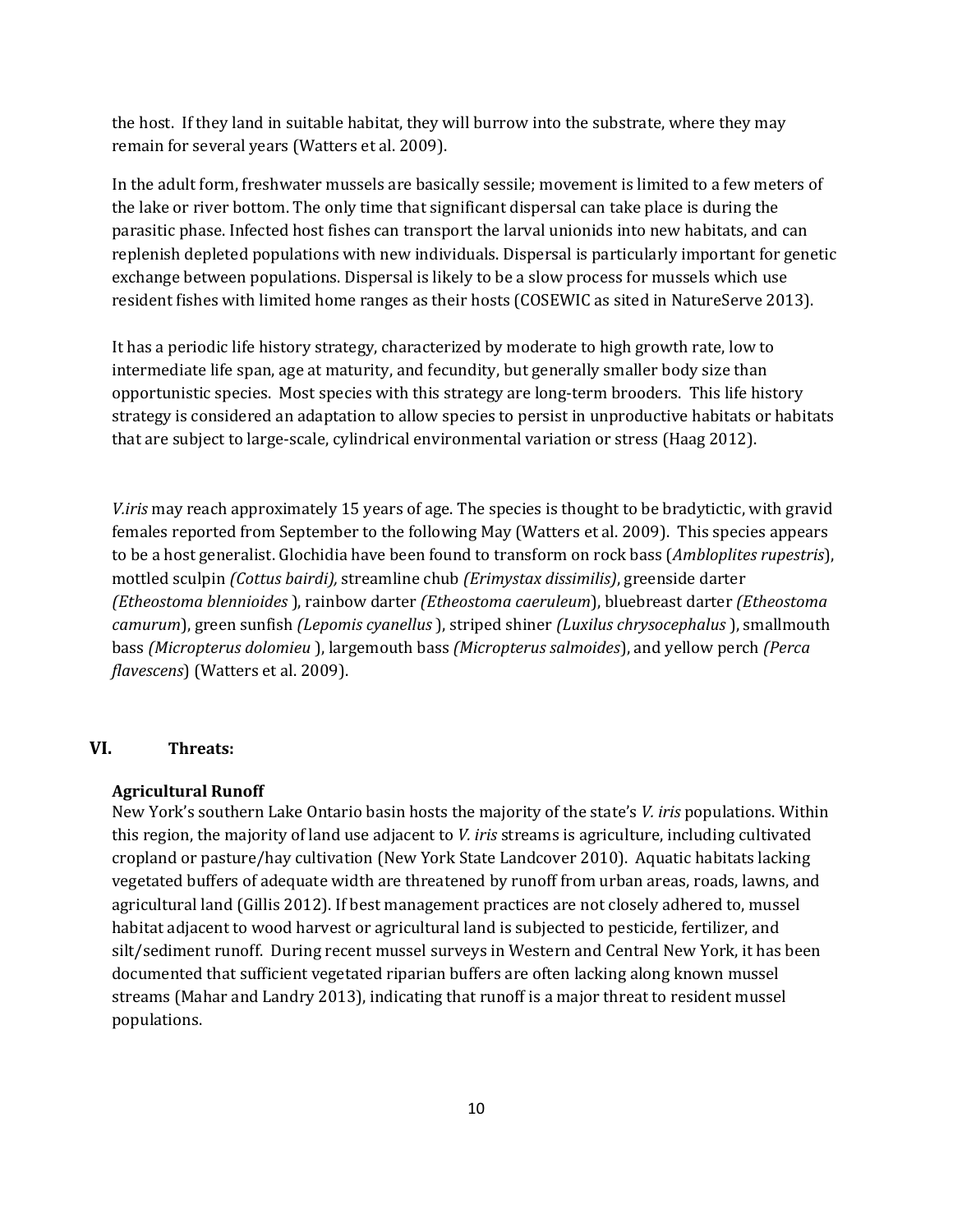the host. If they land in suitable habitat, they will burrow into the substrate, where they may remain for several years (Watters et al. 2009).

In the adult form, freshwater mussels are basically sessile; movement is limited to a few meters of the lake or river bottom. The only time that significant dispersal can take place is during the parasitic phase. Infected host fishes can transport the larval unionids into new habitats, and can replenish depleted populations with new individuals. Dispersal is particularly important for genetic exchange between populations. Dispersal is likely to be a slow process for mussels which use resident fishes with limited home ranges as their hosts (COSEWIC as sited in NatureServe 2013).

It has a periodic life history strategy, characterized by moderate to high growth rate, low to intermediate life span, age at maturity, and fecundity, but generally smaller body size than opportunistic species. Most species with this strategy are long-term brooders. This life history strategy is considered an adaptation to allow species to persist in unproductive habitats or habitats that are subject to large-scale, cylindrical environmental variation or stress (Haag 2012).

*V.iris* may reach approximately 15 years of age. The species is thought to be bradytictic, with gravid females reported from September to the following May (Watters et al. 2009). This species appears to be a host generalist. Glochidia have been found to transform on rock bass (*Ambloplites rupestris*), mottled sculpin *(Cottus bairdi),* streamline chub *(Erimystax dissimilis)*, greenside darter *(Etheostoma blennioides* ), rainbow darter *(Etheostoma caeruleum*), bluebreast darter *(Etheostoma camurum*), green sunfish *(Lepomis cyanellus* ), striped shiner *(Luxilus chrysocephalus* ), smallmouth bass *(Micropterus dolomieu* ), largemouth bass *(Micropterus salmoides*), and yellow perch *(Perca flavescens*) (Watters et al. 2009).

## VI. Threats:

### Agricultural Runoff

New York's southern Lake Ontario basin hosts the majority of the state's *V. iris* populations. Within this region, the majority of land use adjacent to *V. iris* streams is agriculture, including cultivated cropland or pasture/hay cultivation (New York State Landcover 2010). Aquatic habitats lacking vegetated buffers of adequate width are threatened by runoff from urban areas, roads, lawns, and agricultural land (Gillis 2012). If best management practices are not closely adhered to, mussel habitat adjacent to wood harvest or agricultural land is subjected to pesticide, fertilizer, and silt/sediment runoff. During recent mussel surveys in Western and Central New York, it has been documented that sufficient vegetated riparian buffers are often lacking along known mussel streams (Mahar and Landry 2013), indicating that runoff is a major threat to resident mussel populations.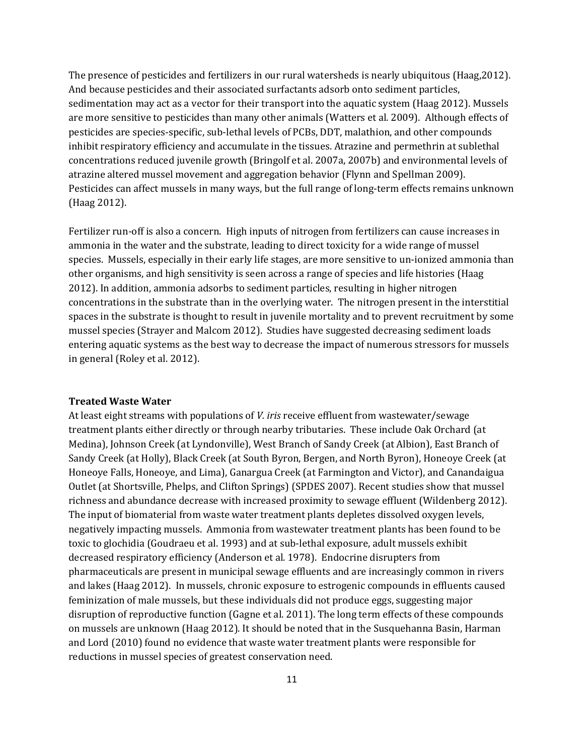The presence of pesticides and fertilizers in our rural watersheds is nearly ubiquitous (Haag,2012). And because pesticides and their associated surfactants adsorb onto sediment particles, sedimentation may act as a vector for their transport into the aquatic system (Haag 2012). Mussels are more sensitive to pesticides than many other animals (Watters et al. 2009). Although effects of pesticides are species-specific, sub-lethal levels of PCBs, DDT, malathion, and other compounds inhibit respiratory efficiency and accumulate in the tissues. Atrazine and permethrin at sublethal concentrations reduced juvenile growth (Bringolf et al. 2007a, 2007b) and environmental levels of atrazine altered mussel movement and aggregation behavior (Flynn and Spellman 2009). Pesticides can affect mussels in many ways, but the full range of long-term effects remains unknown (Haag 2012).

Fertilizer run-off is also a concern. High inputs of nitrogen from fertilizers can cause increases in ammonia in the water and the substrate, leading to direct toxicity for a wide range of mussel species. Mussels, especially in their early life stages, are more sensitive to un-ionized ammonia than other organisms, and high sensitivity is seen across a range of species and life histories (Haag 2012). In addition, ammonia adsorbs to sediment particles, resulting in higher nitrogen concentrations in the substrate than in the overlying water. The nitrogen present in the interstitial spaces in the substrate is thought to result in juvenile mortality and to prevent recruitment by some mussel species (Strayer and Malcom 2012). Studies have suggested decreasing sediment loads entering aquatic systems as the best way to decrease the impact of numerous stressors for mussels in general (Roley et al. 2012).

**Treated Waste Water**

At least eight streams with populations of *V. iris* receive effluent from wastewater/sewage treatment plants either directly or through nearby tributaries. These include Oak Orchard (at Medina), Johnson Creek (at Lyndonville), West Branch of Sandy Creek (at Albion), East Branch of Sandy Creek (at Holly), Black Creek (at South Byron, Bergen, and North Byron), Honeoye Creek (at Honeoye Falls, Honeoye, and Lima), Ganargua Creek (at Farmington and Victor), and Canandaigua Outlet (at Shortsville, Phelps, and Clifton Springs) (SPDES 2007). Recent studies show that mussel richness and abundance decrease with increased proximity to sewage effluent (Wildenberg 2012). The input of biomaterial from waste water treatment plants depletes dissolved oxygen levels, negatively impacting mussels. Ammonia from wastewater treatment plants has been found to be toxic to glochidia (Goudraeu et al. 1993) and at sub-lethal exposure, adult mussels exhibit decreased respiratory efficiency (Anderson et al. 1978). Endocrine disrupters from pharmaceuticals are present in municipal sewage effluents and are increasingly common in rivers and lakes (Haag 2012). In mussels, chronic exposure to estrogenic compounds in effluents caused feminization of male mussels, but these individuals did not produce eggs, suggesting major disruption of reproductive function (Gagne et al. 2011). The long term effects of these compounds on mussels are unknown (Haag 2012). It should be noted that in the Susquehanna Basin, Harman and Lord (2010) found no evidence that waste water treatment plants were responsible for reductions in mussel species of greatest conservation need.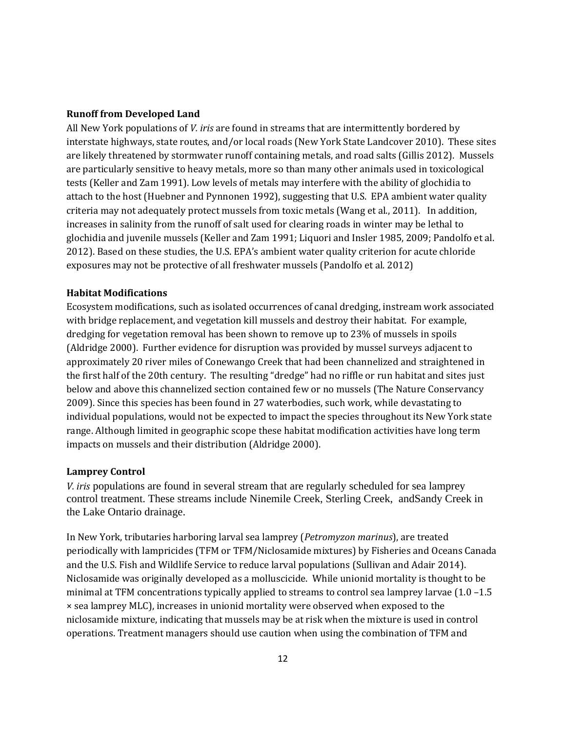**Runoff from Developed Land**

All New York populations of *V. iris* are found in streams that are intermittently bordered by interstate highways, state routes, and/or local roads (New York State Landcover 2010). These sites are likely threatened by stormwater runoff containing metals, and road salts (Gillis 2012). Mussels are particularly sensitive to heavy metals, more so than many other animals used in toxicological tests (Keller and Zam 1991). Low levels of metals may interfere with the ability of glochidia to attach to the host (Huebner and Pynnonen 1992), suggesting that U.S. EPA ambient water quality criteria may not adequately protect mussels from toxic metals (Wang et al., 2011). In addition, increases in salinity from the runoff of salt used for clearing roads in winter may be lethal to glochidia and juvenile mussels (Keller and Zam 1991; Liquori and Insler 1985, 2009; Pandolfo et al. 2012). Based on these studies, the U.S. EPA's ambient water quality criterion for acute chloride exposures may not be protective of all freshwater mussels (Pandolfo et al. 2012)

**Habitat Modifications**

Ecosystem modifications, such as isolated occurrences of canal dredging, instream work associated with bridge replacement, and vegetation kill mussels and destroy their habitat. For example, dredging for vegetation removal has been shown to remove up to 23% of mussels in spoils (Aldridge 2000). Further evidence for disruption was provided by mussel surveys adjacent to approximately 20 river miles of Conewango Creek that had been channelized and straightened in the first half of the 20th century. The resulting "dredge" had no riffle or run habitat and sites just below and above this channelized section contained few or no mussels (The Nature Conservancy 2009). Since this species has been found in 27 waterbodies, such work, while devastating to individual populations, would not be expected to impact the species throughout its New York state range. Although limited in geographic scope these habitat modification activities have long term impacts on mussels and their distribution (Aldridge 2000).

**Lamprey Control**

*V. iris* populations are found in several stream that are regularly scheduled for sea lamprey control treatment. These streams include Ninemile Creek, Sterling Creek, andSandy Creek in the Lake Ontario drainage.

In New York, tributaries harboring larval sea lamprey (*Petromyzon marinus*), are treated periodically with lampricides (TFM or TFM/Niclosamide mixtures) by Fisheries and Oceans Canada and the U.S. Fish and Wildlife Service to reduce larval populations (Sullivan and Adair 2014). Niclosamide was originally developed as a molluscicide. While unionid mortality is thought to be minimal at TFM concentrations typically applied to streams to control sea lamprey larvae (1.0 –1.5 × sea lamprey MLC), increases in unionid mortality were observed when exposed to the niclosamide mixture, indicating that mussels may be at risk when the mixture is used in control operations. Treatment managers should use caution when using the combination of TFM and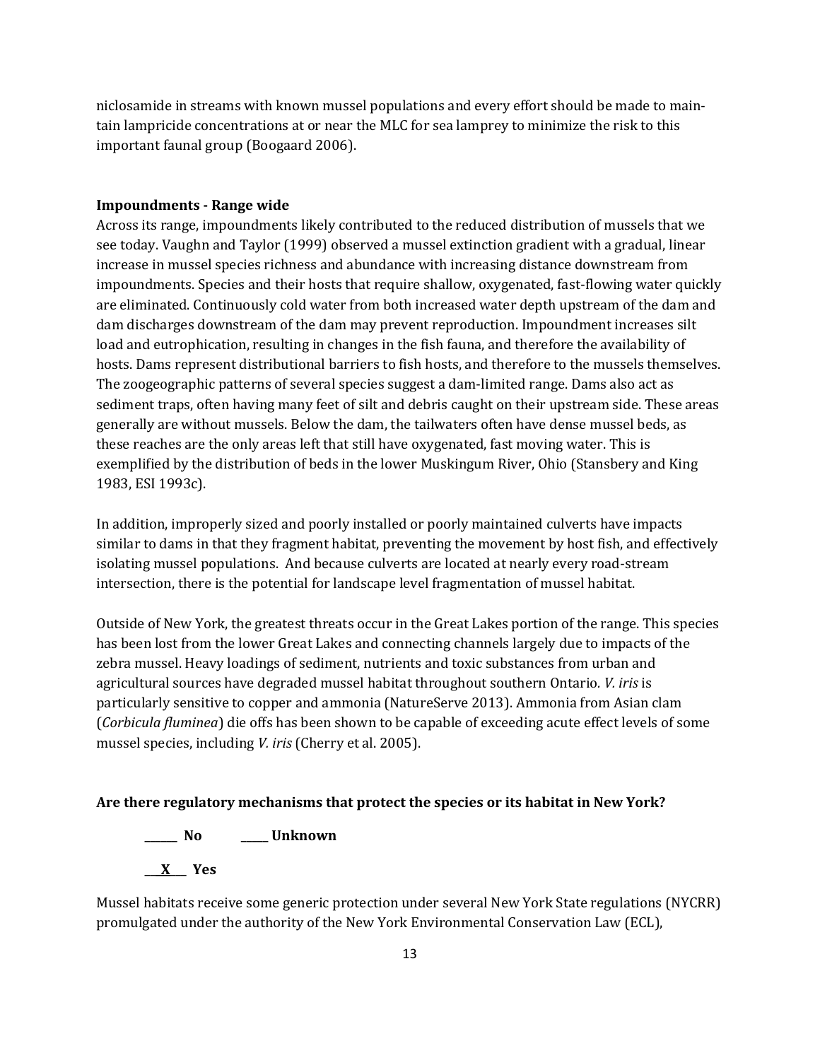niclosamide in streams with known mussel populations and every effort should be made to maintain lampricide concentrations at or near the MLC for sea lamprey to minimize the risk to this important faunal group (Boogaard 2006).

**Impoundments - Range wide**

Across its range, impoundments likely contributed to the reduced distribution of mussels that we see today. Vaughn and Taylor (1999) observed a mussel extinction gradient with a gradual, linear increase in mussel species richness and abundance with increasing distance downstream from impoundments. Species and their hosts that require shallow, oxygenated, fast-flowing water quickly are eliminated. Continuously cold water from both increased water depth upstream of the dam and dam discharges downstream of the dam may prevent reproduction. Impoundment increases silt load and eutrophication, resulting in changes in the fish fauna, and therefore the availability of hosts. Dams represent distributional barriers to fish hosts, and therefore to the mussels themselves. The zoogeographic patterns of several species suggest a dam-limited range. Dams also act as sediment traps, often having many feet of silt and debris caught on their upstream side. These areas generally are without mussels. Below the dam, the tailwaters often have dense mussel beds, as these reaches are the only areas left that still have oxygenated, fast moving water. This is exemplified by the distribution of beds in the lower Muskingum River, Ohio (Stansbery and King 1983, ESI 1993c).

In addition, improperly sized and poorly installed or poorly maintained culverts have impacts similar to dams in that they fragment habitat, preventing the movement by host fish, and effectively isolating mussel populations. And because culverts are located at nearly every road-stream intersection, there is the potential for landscape level fragmentation of mussel habitat.

Outside of New York, the greatest threats occur in the Great Lakes portion of the range. This species has been lost from the lower Great Lakes and connecting channels largely due to impacts of the zebra mussel. Heavy loadings of sediment, nutrients and toxic substances from urban and agricultural sources have degraded mussel habitat throughout southern Ontario. *V. iris* is particularly sensitive to copper and ammonia (NatureServe 2013). Ammonia from Asian clam (*Corbicula fluminea*) die offs has been shown to be capable of exceeding acute effect levels of some mussel species, including *V. iris* (Cherry et al. 2005).

**Are there regulatory mechanisms that protect the species or its habitat in New York?**

**______ No** **_____ Unknown**

**___X___ Yes**

Mussel habitats receive some generic protection under several New York State regulations (NYCRR) promulgated under the authority of the New York Environmental Conservation Law (ECL),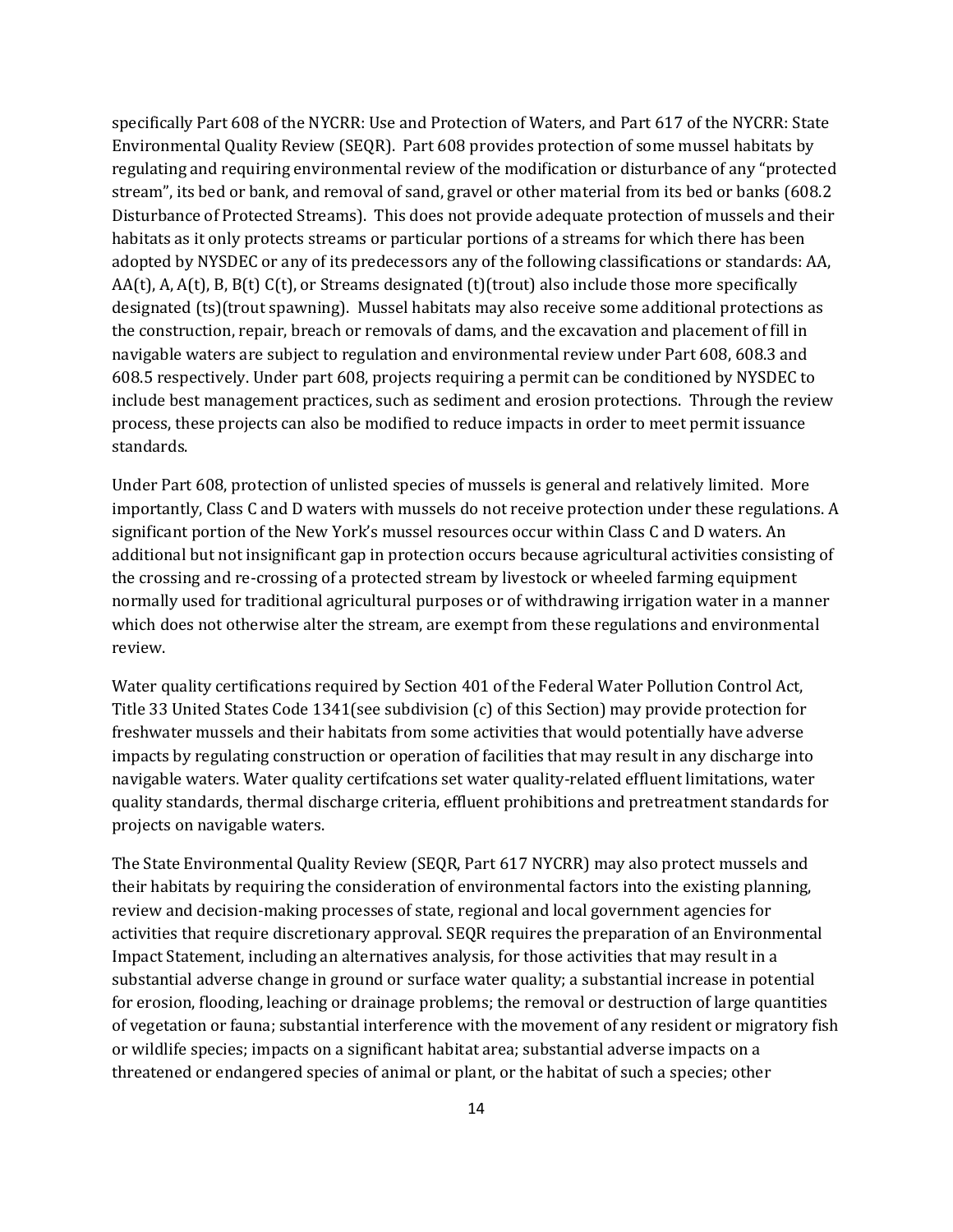specifically Part 608 of the NYCRR: Use and Protection of Waters, and Part 617 of the NYCRR: State Environmental Quality Review (SEQR). Part 608 provides protection of some mussel habitats by regulating and requiring environmental review of the modification or disturbance of any "protected stream", its bed or bank, and removal of sand, gravel or other material from its bed or banks (608.2 Disturbance of Protected Streams). This does not provide adequate protection of mussels and their habitats as it only protects streams or particular portions of a streams for which there has been adopted by NYSDEC or any of its predecessors any of the following classifications or standards: AA, AA(t), A, A(t), B, B(t) C(t), or Streams designated (t)(trout) also include those more specifically designated (ts)(trout spawning). Mussel habitats may also receive some additional protections as the construction, repair, breach or removals of dams, and the excavation and placement of fill in navigable waters are subject to regulation and environmental review under Part 608, 608.3 and 608.5 respectively. Under part 608, projects requiring a permit can be conditioned by NYSDEC to include best management practices, such as sediment and erosion protections. Through the review process, these projects can also be modified to reduce impacts in order to meet permit issuance standards.

Under Part 608, protection of unlisted species of mussels is general and relatively limited. More importantly, Class C and D waters with mussels do not receive protection under these regulations. A significant portion of the New York's mussel resources occur within Class C and D waters. An additional but not insignificant gap in protection occurs because agricultural activities consisting of the crossing and re-crossing of a protected stream by livestock or wheeled farming equipment normally used for traditional agricultural purposes or of withdrawing irrigation water in a manner which does not otherwise alter the stream, are exempt from these regulations and environmental review.

Water quality certifications required by Section 401 of the Federal Water Pollution Control Act, Title 33 United States Code 1341(see subdivision (c) of this Section) may provide protection for freshwater mussels and their habitats from some activities that would potentially have adverse impacts by regulating construction or operation of facilities that may result in any discharge into navigable waters. Water quality certifcations set water quality-related effluent limitations, water quality standards, thermal discharge criteria, effluent prohibitions and pretreatment standards for projects on navigable waters.

The State Environmental Quality Review (SEQR, Part 617 NYCRR) may also protect mussels and their habitats by requiring the consideration of environmental factors into the existing planning, review and decision-making processes of state, regional and local government agencies for activities that require discretionary approval. SEQR requires the preparation of an Environmental Impact Statement, including an alternatives analysis, for those activities that may result in a substantial adverse change in ground or surface water quality; a substantial increase in potential for erosion, flooding, leaching or drainage problems; the removal or destruction of large quantities of vegetation or fauna; substantial interference with the movement of any resident or migratory fish or wildlife species; impacts on a significant habitat area; substantial adverse impacts on a threatened or endangered species of animal or plant, or the habitat of such a species; other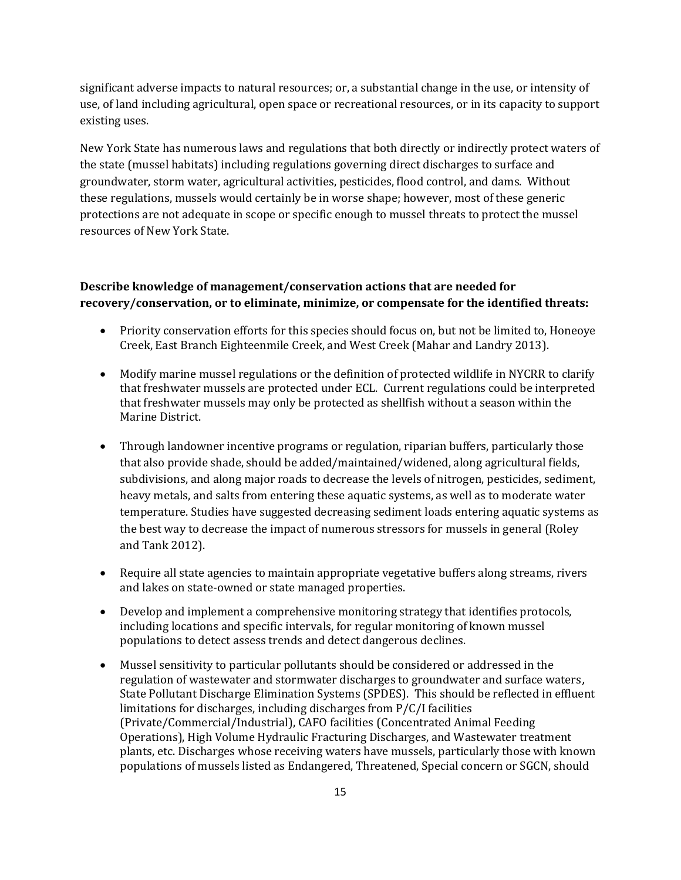significant adverse impacts to natural resources; or, a substantial change in the use, or intensity of use, of land including agricultural, open space or recreational resources, or in its capacity to support existing uses.

New York State has numerous laws and regulations that both directly or indirectly protect waters of the state (mussel habitats) including regulations governing direct discharges to surface and groundwater, storm water, agricultural activities, pesticides, flood control, and dams. Without these regulations, mussels would certainly be in worse shape; however, most of these generic protections are not adequate in scope or specific enough to mussel threats to protect the mussel resources of New York State.

**Describe knowledge of management/conservation actions that are needed for recovery/conservation, or to eliminate, minimize, or compensate for the identified threats:**

- Priority conservation efforts for this species should focus on, but not be limited to, Honeoye Creek, East Branch Eighteenmile Creek, and West Creek (Mahar and Landry 2013).
- Modify marine mussel regulations or the definition of protected wildlife in NYCRR to clarify that freshwater mussels are protected under ECL. Current regulations could be interpreted that freshwater mussels may only be protected as shellfish without a season within the Marine District.
- Through landowner incentive programs or regulation, riparian buffers, particularly those that also provide shade, should be added/maintained/widened, along agricultural fields, subdivisions, and along major roads to decrease the levels of nitrogen, pesticides, sediment, heavy metals, and salts from entering these aquatic systems, as well as to moderate water temperature. Studies have suggested decreasing sediment loads entering aquatic systems as the best way to decrease the impact of numerous stressors for mussels in general (Roley and Tank 2012).
- Require all state agencies to maintain appropriate vegetative buffers along streams, rivers and lakes on state-owned or state managed properties.
- Develop and implement a comprehensive monitoring strategy that identifies protocols, including locations and specific intervals, for regular monitoring of known mussel populations to detect assess trends and detect dangerous declines.
- Mussel sensitivity to particular pollutants should be considered or addressed in the regulation of wastewater and stormwater discharges to groundwater and surface waters, State Pollutant Discharge Elimination Systems (SPDES). This should be reflected in effluent limitations for discharges, including discharges from P/C/I facilities (Private/Commercial/Industrial), CAFO facilities (Concentrated Animal Feeding Operations), High Volume Hydraulic Fracturing Discharges, and Wastewater treatment plants, etc. Discharges whose receiving waters have mussels, particularly those with known populations of mussels listed as Endangered, Threatened, Special concern or SGCN, should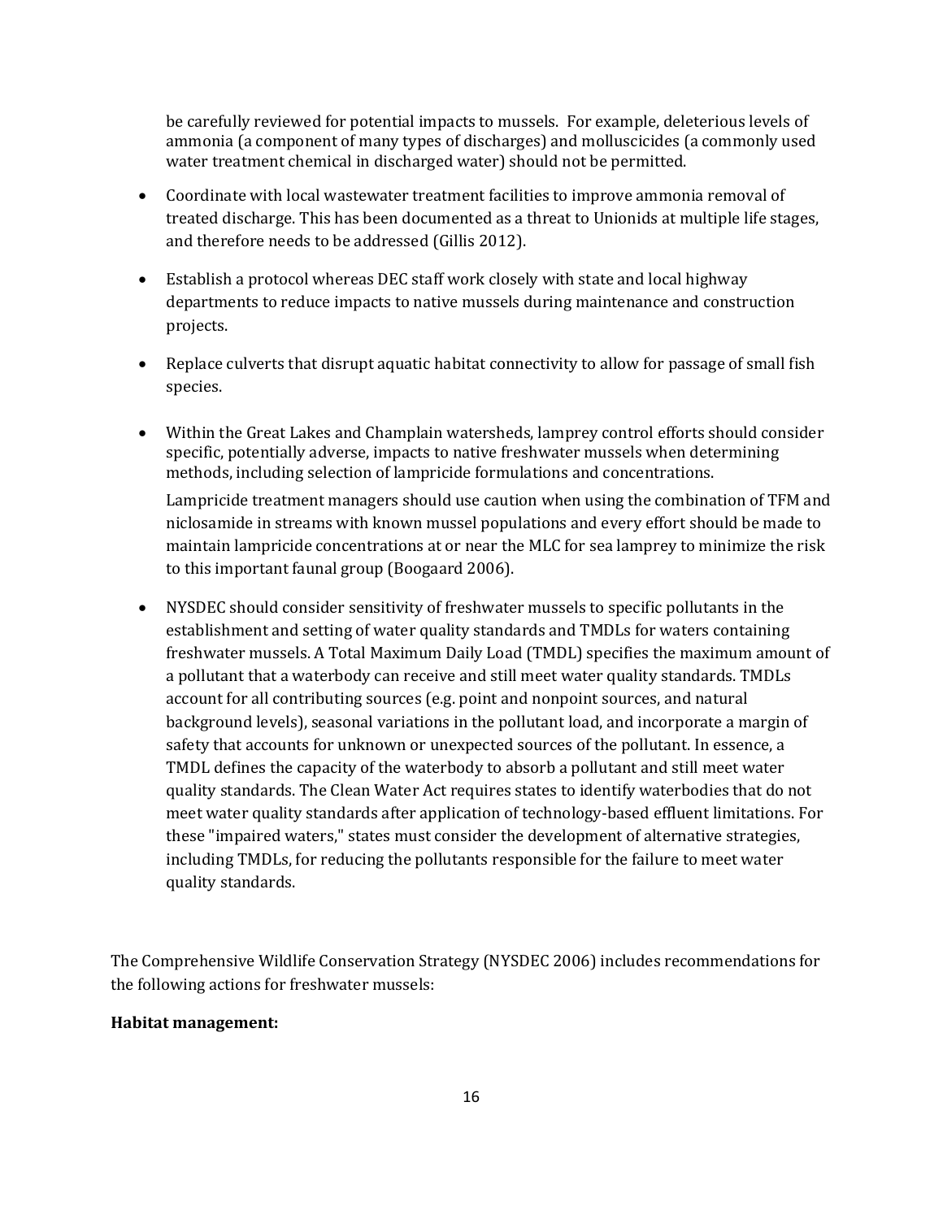be carefully reviewed for potential impacts to mussels. For example, deleterious levels of ammonia (a component of many types of discharges) and molluscicides (a commonly used water treatment chemical in discharged water) should not be permitted.

- Coordinate with local wastewater treatment facilities to improve ammonia removal of treated discharge. This has been documented as a threat to Unionids at multiple life stages, and therefore needs to be addressed (Gillis 2012).

- Establish a protocol whereas DEC staff work closely with state and local highway departments to reduce impacts to native mussels during maintenance and construction projects.

- Replace culverts that disrupt aquatic habitat connectivity to allow for passage of small fish species.

- Within the Great Lakes and Champlain watersheds, lamprey control efforts should consider specific, potentially adverse, impacts to native freshwater mussels when determining methods, including selection of lampricide formulations and concentrations.

  Lampricide treatment managers should use caution when using the combination of TFM and niclosamide in streams with known mussel populations and every effort should be made to maintain lampricide concentrations at or near the MLC for sea lamprey to minimize the risk to this important faunal group (Boogaard 2006).

- NYSDEC should consider sensitivity of freshwater mussels to specific pollutants in the establishment and setting of water quality standards and TMDLs for waters containing freshwater mussels. A Total Maximum Daily Load (TMDL) specifies the maximum amount of a pollutant that a waterbody can receive and still meet water quality standards. TMDLs account for all contributing sources (e.g. point and nonpoint sources, and natural background levels), seasonal variations in the pollutant load, and incorporate a margin of safety that accounts for unknown or unexpected sources of the pollutant. In essence, a TMDL defines the capacity of the waterbody to absorb a pollutant and still meet water quality standards. The Clean Water Act requires states to identify waterbodies that do not meet water quality standards after application of technology-based effluent limitations. For these "impaired waters," states must consider the development of alternative strategies, including TMDLs, for reducing the pollutants responsible for the failure to meet water quality standards.

The Comprehensive Wildlife Conservation Strategy (NYSDEC 2006) includes recommendations for the following actions for freshwater mussels:

**Habitat management:**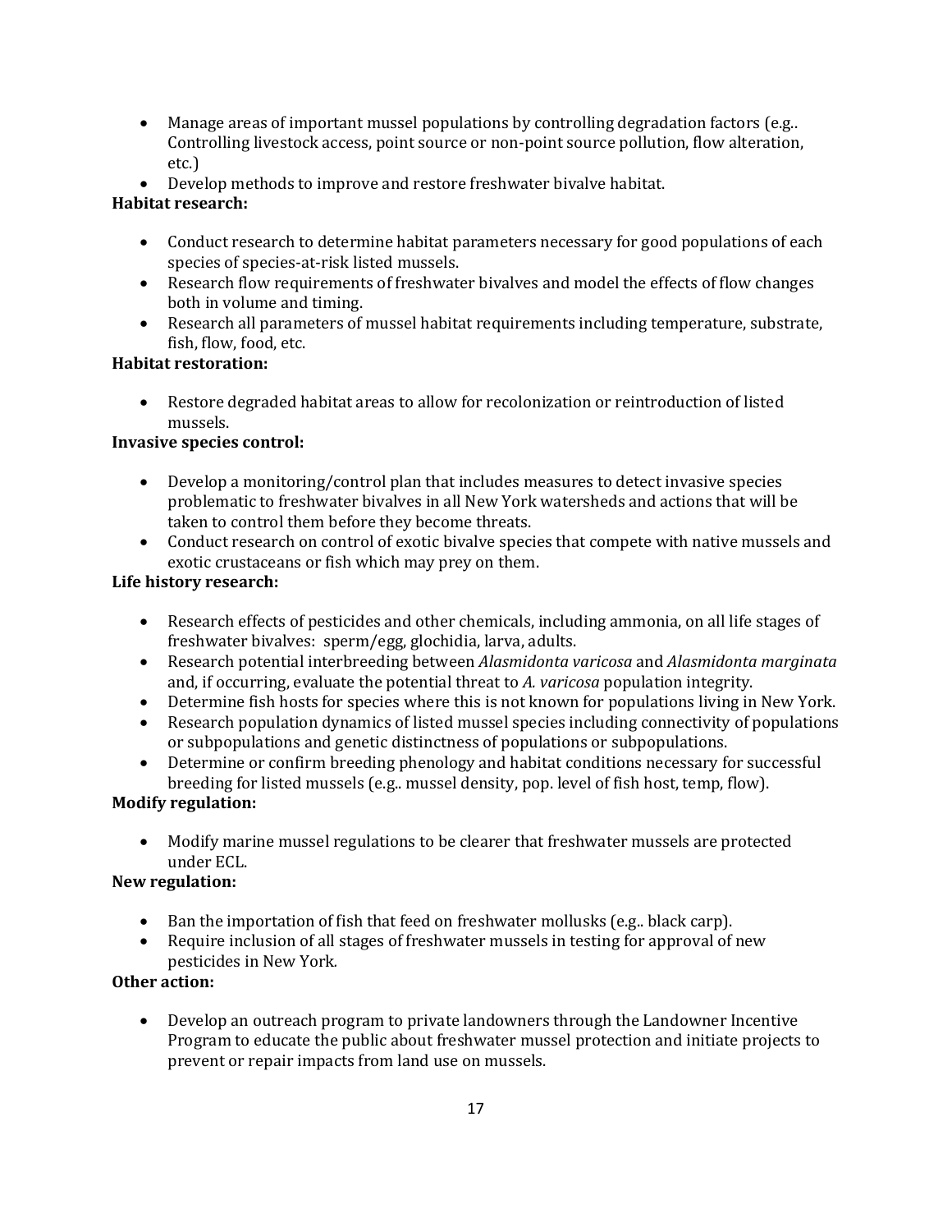- Manage areas of important mussel populations by controlling degradation factors (e.g.. Controlling livestock access, point source or non-point source pollution, flow alteration, etc.)
- Develop methods to improve and restore freshwater bivalve habitat.

**Habitat research:**

- Conduct research to determine habitat parameters necessary for good populations of each species of species-at-risk listed mussels.
- Research flow requirements of freshwater bivalves and model the effects of flow changes both in volume and timing.
- Research all parameters of mussel habitat requirements including temperature, substrate, fish, flow, food, etc.

**Habitat restoration:**

- Restore degraded habitat areas to allow for recolonization or reintroduction of listed mussels.

**Invasive species control:**

- Develop a monitoring/control plan that includes measures to detect invasive species problematic to freshwater bivalves in all New York watersheds and actions that will be taken to control them before they become threats.
- Conduct research on control of exotic bivalve species that compete with native mussels and exotic crustaceans or fish which may prey on them.

**Life history research:**

- Research effects of pesticides and other chemicals, including ammonia, on all life stages of freshwater bivalves: sperm/egg, glochidia, larva, adults.
- Research potential interbreeding between *Alasmidonta varicosa* and *Alasmidonta marginata* and, if occurring, evaluate the potential threat to *A. varicosa* population integrity.
- Determine fish hosts for species where this is not known for populations living in New York.
- Research population dynamics of listed mussel species including connectivity of populations or subpopulations and genetic distinctness of populations or subpopulations.
- Determine or confirm breeding phenology and habitat conditions necessary for successful breeding for listed mussels (e.g.. mussel density, pop. level of fish host, temp, flow).

**Modify regulation:**

- Modify marine mussel regulations to be clearer that freshwater mussels are protected under ECL.

**New regulation:**

- Ban the importation of fish that feed on freshwater mollusks (e.g.. black carp).
- Require inclusion of all stages of freshwater mussels in testing for approval of new pesticides in New York.

**Other action:**

- Develop an outreach program to private landowners through the Landowner Incentive Program to educate the public about freshwater mussel protection and initiate projects to prevent or repair impacts from land use on mussels.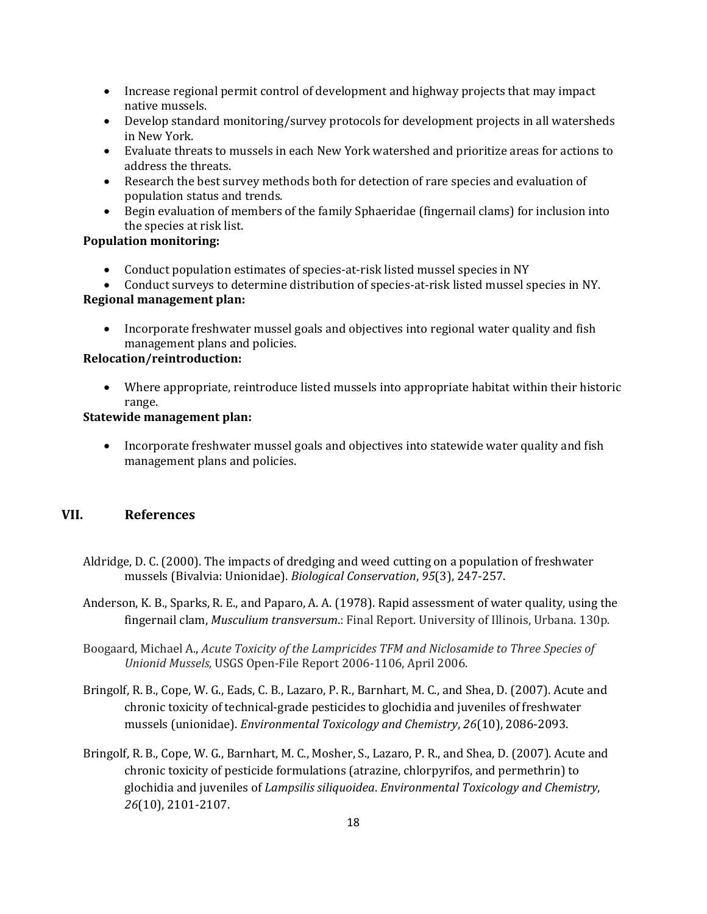- Increase regional permit control of development and highway projects that may impact native mussels.
- Develop standard monitoring/survey protocols for development projects in all watersheds in New York.
- Evaluate threats to mussels in each New York watershed and prioritize areas for actions to address the threats.
- Research the best survey methods both for detection of rare species and evaluation of population status and trends.
- Begin evaluation of members of the family Sphaeridae (fingernail clams) for inclusion into the species at risk list.

**Population monitoring:**

- Conduct population estimates of species-at-risk listed mussel species in NY
- Conduct surveys to determine distribution of species-at-risk listed mussel species in NY.

**Regional management plan:**

- Incorporate freshwater mussel goals and objectives into regional water quality and fish management plans and policies.

**Relocation/reintroduction:**

- Where appropriate, reintroduce listed mussels into appropriate habitat within their historic range.

**Statewide management plan:**

- Incorporate freshwater mussel goals and objectives into statewide water quality and fish management plans and policies.

## VII. References

Aldridge, D. C. (2000). The impacts of dredging and weed cutting on a population of freshwater mussels (Bivalvia: Unionidae). *Biological Conservation*, *95*(3), 247-257.

Anderson, K. B., Sparks, R. E., and Paparo, A. A. (1978). Rapid assessment of water quality, using the fingernail clam, *Musculium transversum*.: Final Report. University of Illinois, Urbana. 130p.

Boogaard, Michael A., *Acute Toxicity of the Lampricides TFM and Niclosamide to Three Species of Unionid Mussels,* USGS Open-File Report 2006-1106, April 2006.

Bringolf, R. B., Cope, W. G., Eads, C. B., Lazaro, P. R., Barnhart, M. C., and Shea, D. (2007). Acute and chronic toxicity of technical-grade pesticides to glochidia and juveniles of freshwater mussels (unionidae). *Environmental Toxicology and Chemistry*, *26*(10), 2086-2093.

Bringolf, R. B., Cope, W. G., Barnhart, M. C., Mosher, S., Lazaro, P. R., and Shea, D. (2007). Acute and chronic toxicity of pesticide formulations (atrazine, chlorpyrifos, and permethrin) to glochidia and juveniles of *Lampsilis siliquoidea*. *Environmental Toxicology and Chemistry*, *26*(10), 2101-2107.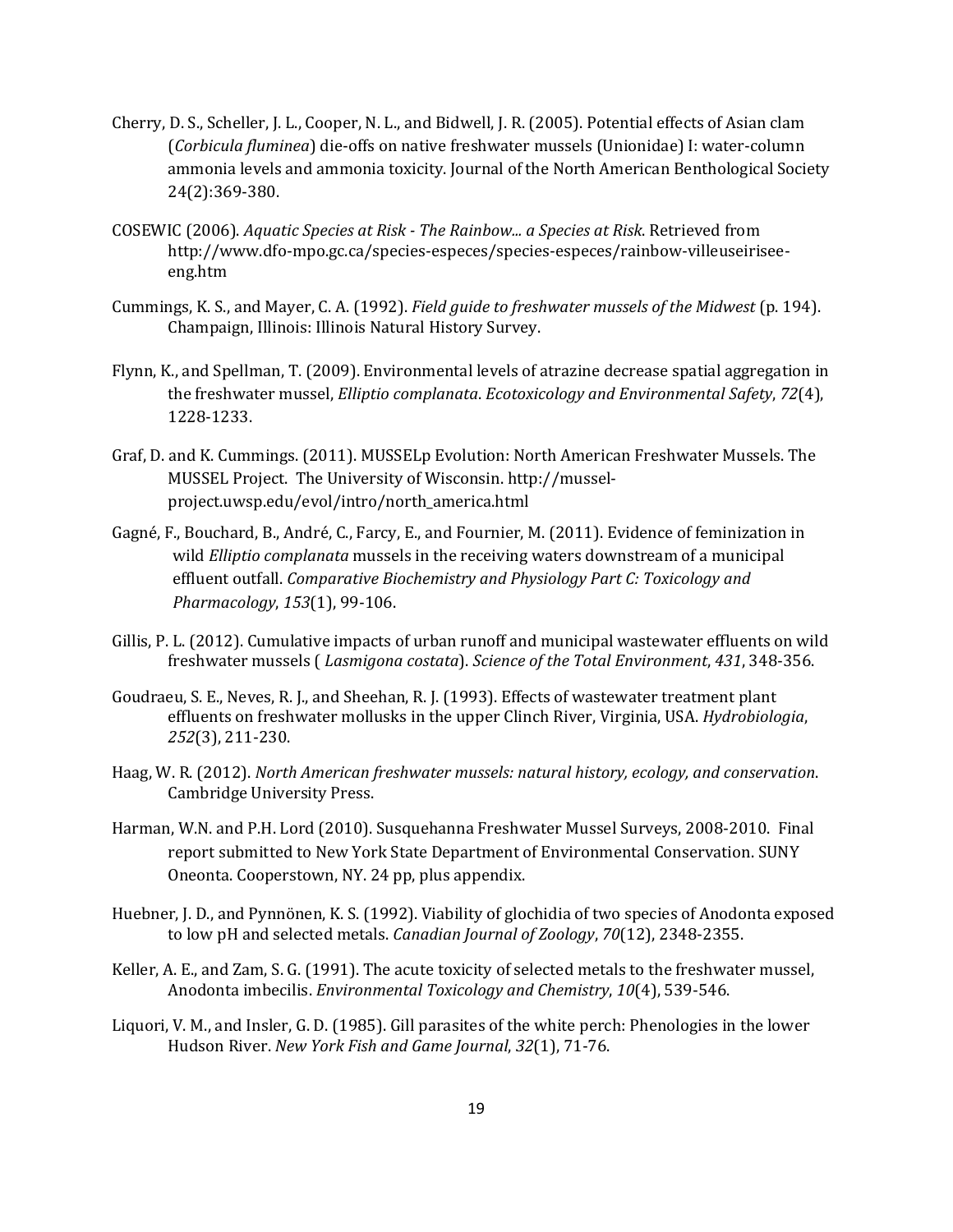Cherry, D. S., Scheller, J. L., Cooper, N. L., and Bidwell, J. R. (2005). Potential effects of Asian clam (*Corbicula fluminea*) die-offs on native freshwater mussels (Unionidae) I: water-column ammonia levels and ammonia toxicity. Journal of the North American Benthological Society 24(2):369-380.

COSEWIC (2006). *Aquatic Species at Risk - The Rainbow... a Species at Risk*. Retrieved from http://www.dfo-mpo.gc.ca/species-especes/species-especes/rainbow-villeuseirisee-eng.htm

Cummings, K. S., and Mayer, C. A. (1992). *Field guide to freshwater mussels of the Midwest* (p. 194). Champaign, Illinois: Illinois Natural History Survey.

Flynn, K., and Spellman, T. (2009). Environmental levels of atrazine decrease spatial aggregation in the freshwater mussel, *Elliptio complanata*. *Ecotoxicology and Environmental Safety*, *72*(4), 1228-1233.

Graf, D. and K. Cummings. (2011). MUSSELp Evolution: North American Freshwater Mussels. The MUSSEL Project. The University of Wisconsin. http://mussel-project.uwsp.edu/evol/intro/north_america.html

Gagné, F., Bouchard, B., André, C., Farcy, E., and Fournier, M. (2011). Evidence of feminization in wild *Elliptio complanata* mussels in the receiving waters downstream of a municipal effluent outfall. *Comparative Biochemistry and Physiology Part C: Toxicology and Pharmacology*, *153*(1), 99-106.

Gillis, P. L. (2012). Cumulative impacts of urban runoff and municipal wastewater effluents on wild freshwater mussels ( *Lasmigona costata*). *Science of the Total Environment*, *431*, 348-356.

Goudraeu, S. E., Neves, R. J., and Sheehan, R. J. (1993). Effects of wastewater treatment plant effluents on freshwater mollusks in the upper Clinch River, Virginia, USA. *Hydrobiologia*, *252*(3), 211-230.

Haag, W. R. (2012). *North American freshwater mussels: natural history, ecology, and conservation*. Cambridge University Press.

Harman, W.N. and P.H. Lord (2010). Susquehanna Freshwater Mussel Surveys, 2008-2010. Final report submitted to New York State Department of Environmental Conservation. SUNY Oneonta. Cooperstown, NY. 24 pp, plus appendix.

Huebner, J. D., and Pynnönen, K. S. (1992). Viability of glochidia of two species of Anodonta exposed to low pH and selected metals. *Canadian Journal of Zoology*, *70*(12), 2348-2355.

Keller, A. E., and Zam, S. G. (1991). The acute toxicity of selected metals to the freshwater mussel, Anodonta imbecilis. *Environmental Toxicology and Chemistry*, *10*(4), 539-546.

Liquori, V. M., and Insler, G. D. (1985). Gill parasites of the white perch: Phenologies in the lower Hudson River. *New York Fish and Game Journal*, *32*(1), 71-76.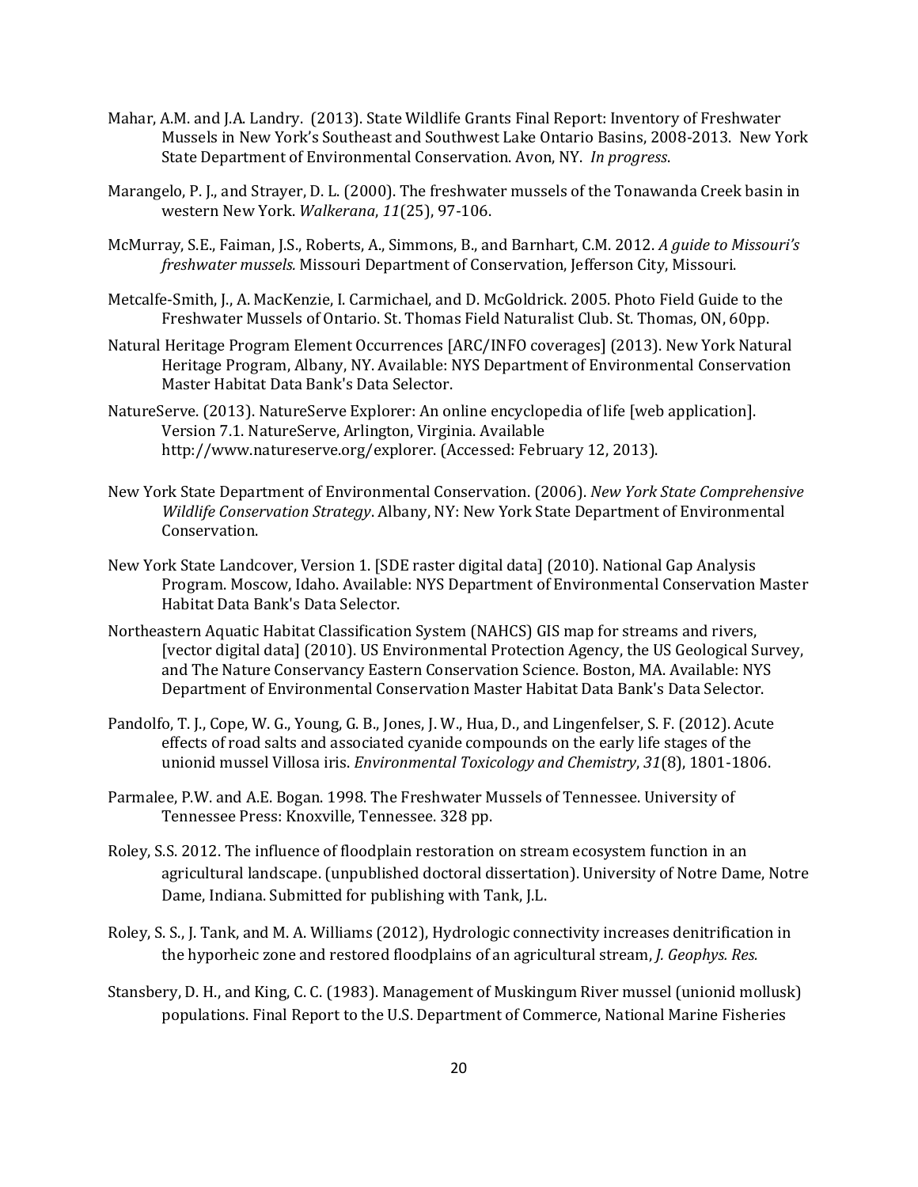Mahar, A.M. and J.A. Landry. (2013). State Wildlife Grants Final Report: Inventory of Freshwater Mussels in New York's Southeast and Southwest Lake Ontario Basins, 2008-2013. New York State Department of Environmental Conservation. Avon, NY. *In progress*.

Marangelo, P. J., and Strayer, D. L. (2000). The freshwater mussels of the Tonawanda Creek basin in western New York. *Walkerana*, *11*(25), 97-106.

McMurray, S.E., Faiman, J.S., Roberts, A., Simmons, B., and Barnhart, C.M. 2012. *A guide to Missouri's freshwater mussels.* Missouri Department of Conservation, Jefferson City, Missouri.

Metcalfe-Smith, J., A. MacKenzie, I. Carmichael, and D. McGoldrick. 2005. Photo Field Guide to the Freshwater Mussels of Ontario. St. Thomas Field Naturalist Club. St. Thomas, ON, 60pp.

Natural Heritage Program Element Occurrences [ARC/INFO coverages] (2013). New York Natural Heritage Program, Albany, NY. Available: NYS Department of Environmental Conservation Master Habitat Data Bank's Data Selector.

NatureServe. (2013). NatureServe Explorer: An online encyclopedia of life [web application]. Version 7.1. NatureServe, Arlington, Virginia. Available http://www.natureserve.org/explorer. (Accessed: February 12, 2013).

New York State Department of Environmental Conservation. (2006). *New York State Comprehensive Wildlife Conservation Strategy*. Albany, NY: New York State Department of Environmental Conservation.

New York State Landcover, Version 1. [SDE raster digital data] (2010). National Gap Analysis Program. Moscow, Idaho. Available: NYS Department of Environmental Conservation Master Habitat Data Bank's Data Selector.

Northeastern Aquatic Habitat Classification System (NAHCS) GIS map for streams and rivers, [vector digital data] (2010). US Environmental Protection Agency, the US Geological Survey, and The Nature Conservancy Eastern Conservation Science. Boston, MA. Available: NYS Department of Environmental Conservation Master Habitat Data Bank's Data Selector.

Pandolfo, T. J., Cope, W. G., Young, G. B., Jones, J. W., Hua, D., and Lingenfelser, S. F. (2012). Acute effects of road salts and associated cyanide compounds on the early life stages of the unionid mussel Villosa iris. *Environmental Toxicology and Chemistry*, *31*(8), 1801-1806.

Parmalee, P.W. and A.E. Bogan. 1998. The Freshwater Mussels of Tennessee. University of Tennessee Press: Knoxville, Tennessee. 328 pp.

Roley, S.S. 2012. The influence of floodplain restoration on stream ecosystem function in an agricultural landscape. (unpublished doctoral dissertation). University of Notre Dame, Notre Dame, Indiana. Submitted for publishing with Tank, J.L.

Roley, S. S., J. Tank, and M. A. Williams (2012), Hydrologic connectivity increases denitrification in the hyporheic zone and restored floodplains of an agricultural stream, *J. Geophys. Res.*

Stansbery, D. H., and King, C. C. (1983). Management of Muskingum River mussel (unionid mollusk) populations. Final Report to the U.S. Department of Commerce, National Marine Fisheries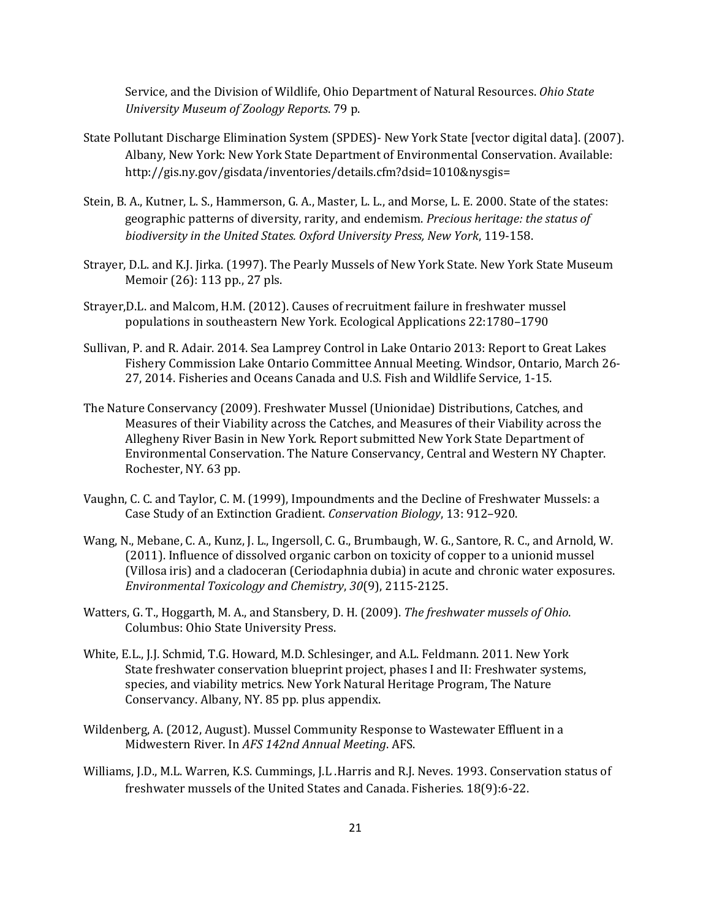Service, and the Division of Wildlife, Ohio Department of Natural Resources. *Ohio State University Museum of Zoology Reports*. 79 p.

State Pollutant Discharge Elimination System (SPDES)- New York State [vector digital data]. (2007). Albany, New York: New York State Department of Environmental Conservation. Available: http://gis.ny.gov/gisdata/inventories/details.cfm?dsid=1010&nysgis=

Stein, B. A., Kutner, L. S., Hammerson, G. A., Master, L. L., and Morse, L. E. 2000. State of the states: geographic patterns of diversity, rarity, and endemism. *Precious heritage: the status of biodiversity in the United States. Oxford University Press, New York*, 119-158.

Strayer, D.L. and K.J. Jirka. (1997). The Pearly Mussels of New York State. New York State Museum Memoir (26): 113 pp., 27 pls.

Strayer,D.L. and Malcom, H.M. (2012). Causes of recruitment failure in freshwater mussel populations in southeastern New York. Ecological Applications 22:1780–1790

Sullivan, P. and R. Adair. 2014. Sea Lamprey Control in Lake Ontario 2013: Report to Great Lakes Fishery Commission Lake Ontario Committee Annual Meeting. Windsor, Ontario, March 26-27, 2014. Fisheries and Oceans Canada and U.S. Fish and Wildlife Service, 1-15.

The Nature Conservancy (2009). Freshwater Mussel (Unionidae) Distributions, Catches, and Measures of their Viability across the Catches, and Measures of their Viability across the Allegheny River Basin in New York. Report submitted New York State Department of Environmental Conservation. The Nature Conservancy, Central and Western NY Chapter. Rochester, NY. 63 pp.

Vaughn, C. C. and Taylor, C. M. (1999), Impoundments and the Decline of Freshwater Mussels: a Case Study of an Extinction Gradient. *Conservation Biology*, 13: 912–920.

Wang, N., Mebane, C. A., Kunz, J. L., Ingersoll, C. G., Brumbaugh, W. G., Santore, R. C., and Arnold, W. (2011). Influence of dissolved organic carbon on toxicity of copper to a unionid mussel (Villosa iris) and a cladoceran (Ceriodaphnia dubia) in acute and chronic water exposures. *Environmental Toxicology and Chemistry*, *30*(9), 2115-2125.

Watters, G. T., Hoggarth, M. A., and Stansbery, D. H. (2009). *The freshwater mussels of Ohio*. Columbus: Ohio State University Press.

White, E.L., J.J. Schmid, T.G. Howard, M.D. Schlesinger, and A.L. Feldmann. 2011. New York State freshwater conservation blueprint project, phases I and II: Freshwater systems, species, and viability metrics. New York Natural Heritage Program, The Nature Conservancy. Albany, NY. 85 pp. plus appendix.

Wildenberg, A. (2012, August). Mussel Community Response to Wastewater Effluent in a Midwestern River. In *AFS 142nd Annual Meeting*. AFS.

Williams, J.D., M.L. Warren, K.S. Cummings, J.L .Harris and R.J. Neves. 1993. Conservation status of freshwater mussels of the United States and Canada. Fisheries. 18(9):6-22.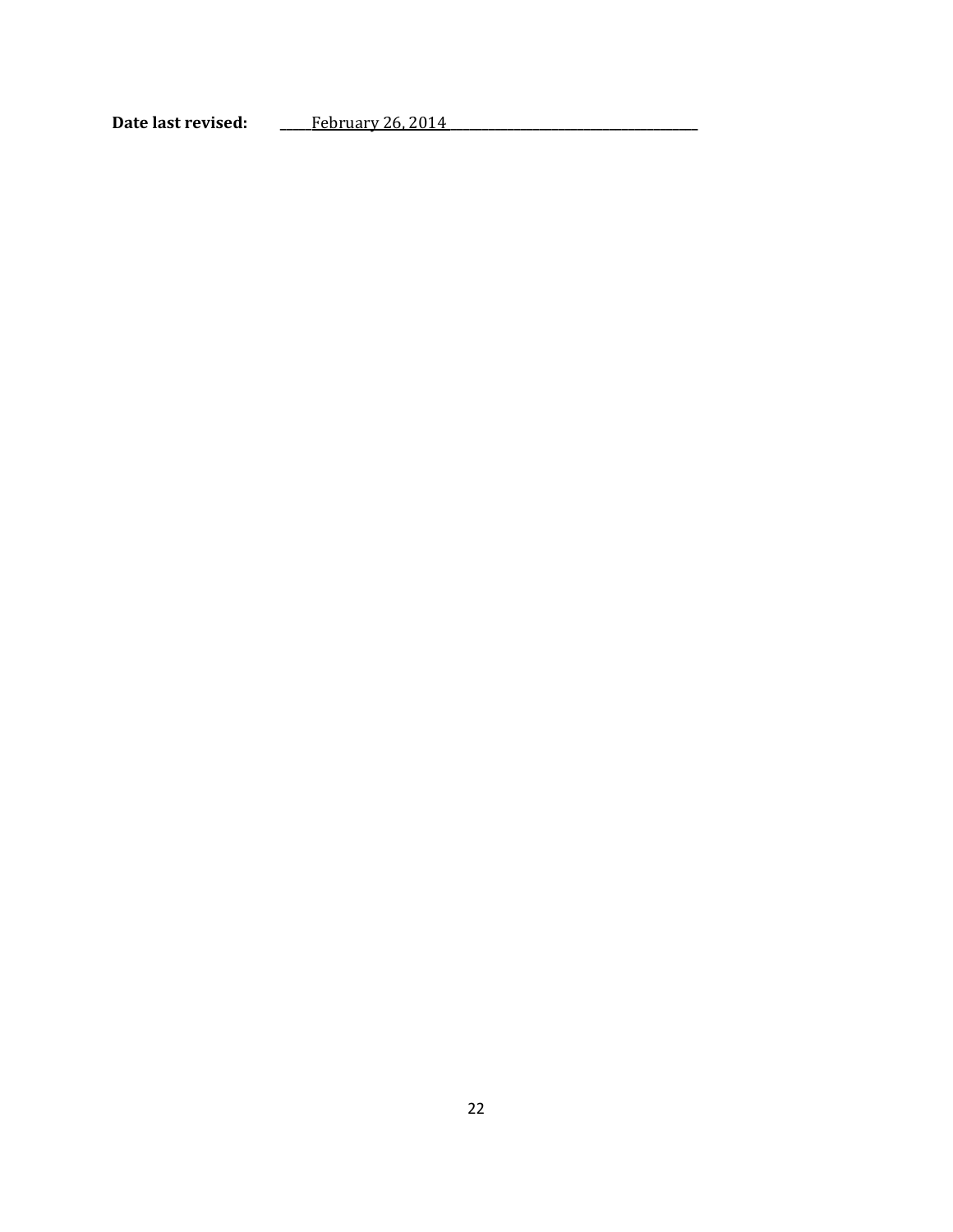**Date last revised:** February 26, 2014